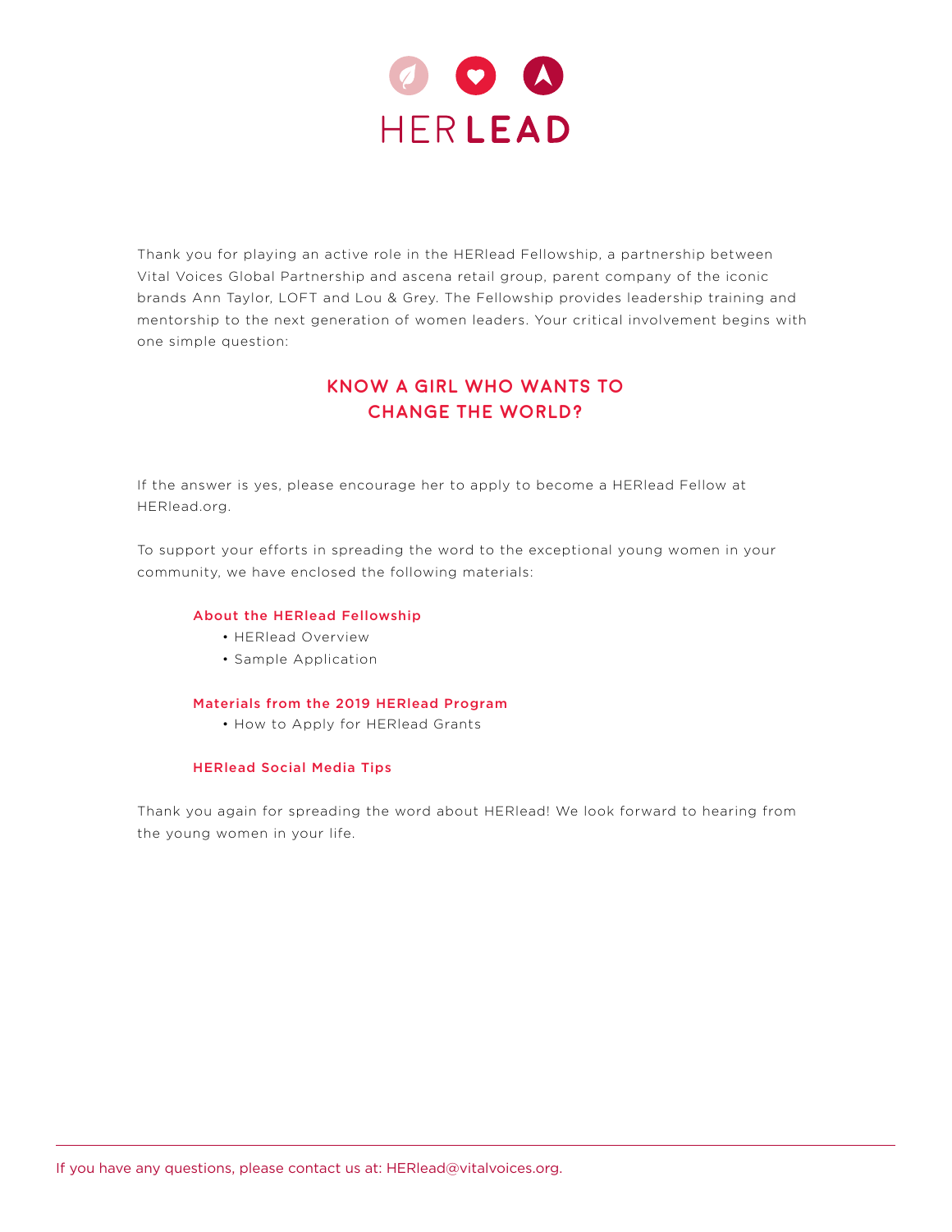# HER LEAD

Thank you for playing an active role in the HERlead Fellowship, a partnership between Vital Voices Global Partnership and ascena retail group, parent company of the iconic brands Ann Taylor, LOFT and Lou & Grey. The Fellowship provides leadership training and mentorship to the next generation of women leaders. Your critical involvement begins with one simple question:

## KNOW A GIRL WHO WANTS TO CHANGE THE WORLD?

If the answer is yes, please encourage her to apply to become a HERlead Fellow at HERlead.org.

To support your efforts in spreading the word to the exceptional young women in your community, we have enclosed the following materials:

### About the HERlead Fellowship

- HERlead Overview
- Sample Application

### Materials from the 2019 HERlead Program

- How to Apply for HERlead Grants

### HERlead Social Media Tips

Thank you again for spreading the word about HERlead! We look forward to hearing from the young women in your life.

If you have any questions, please contact us at: HERlead@vitalvoices.org.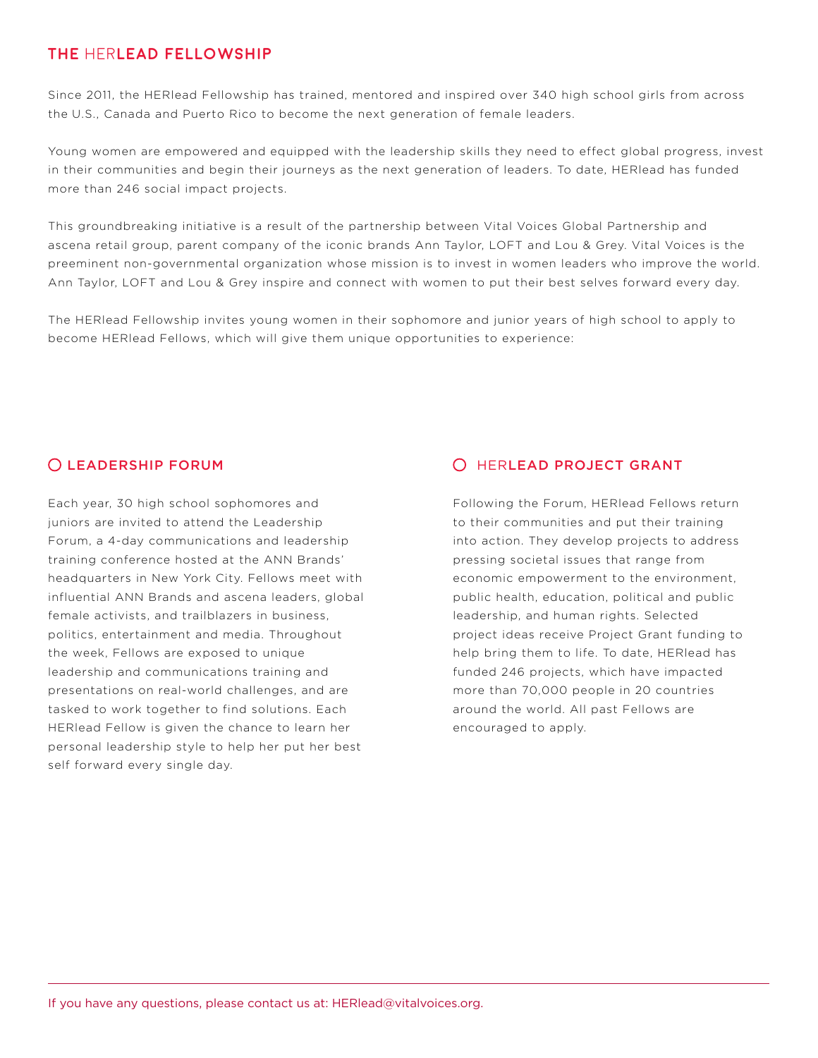## THE HERLEAD FELLOWSHIP

Since 2011, the HERlead Fellowship has trained, mentored and inspired over 340 high school girls from across the U.S., Canada and Puerto Rico to become the next generation of female leaders.

Young women are empowered and equipped with the leadership skills they need to effect global progress, invest in their communities and begin their journeys as the next generation of leaders. To date, HERlead has funded more than 246 social impact projects.

This groundbreaking initiative is a result of the partnership between Vital Voices Global Partnership and ascena retail group, parent company of the iconic brands Ann Taylor, LOFT and Lou & Grey. Vital Voices is the preeminent non-governmental organization whose mission is to invest in women leaders who improve the world. Ann Taylor, LOFT and Lou & Grey inspire and connect with women to put their best selves forward every day.

The HERlead Fellowship invites young women in their sophomore and junior years of high school to apply to become HERlead Fellows, which will give them unique opportunities to experience:

### LEADERSHIP FORUM

Each year, 30 high school sophomores and juniors are invited to attend the Leadership Forum, a 4-day communications and leadership training conference hosted at the ANN Brands' headquarters in New York City. Fellows meet with influential ANN Brands and ascena leaders, global female activists, and trailblazers in business, politics, entertainment and media. Throughout the week, Fellows are exposed to unique leadership and communications training and presentations on real-world challenges, and are tasked to work together to find solutions. Each HERlead Fellow is given the chance to learn her personal leadership style to help her put her best self forward every single day.

### HERLEAD PROJECT GRANT

Following the Forum, HERlead Fellows return to their communities and put their training into action. They develop projects to address pressing societal issues that range from economic empowerment to the environment, public health, education, political and public leadership, and human rights. Selected project ideas receive Project Grant funding to help bring them to life. To date, HERlead has funded 246 projects, which have impacted more than 70,000 people in 20 countries around the world. All past Fellows are encouraged to apply.

If you have any questions, please contact us at: HERlead@vitalvoices.org.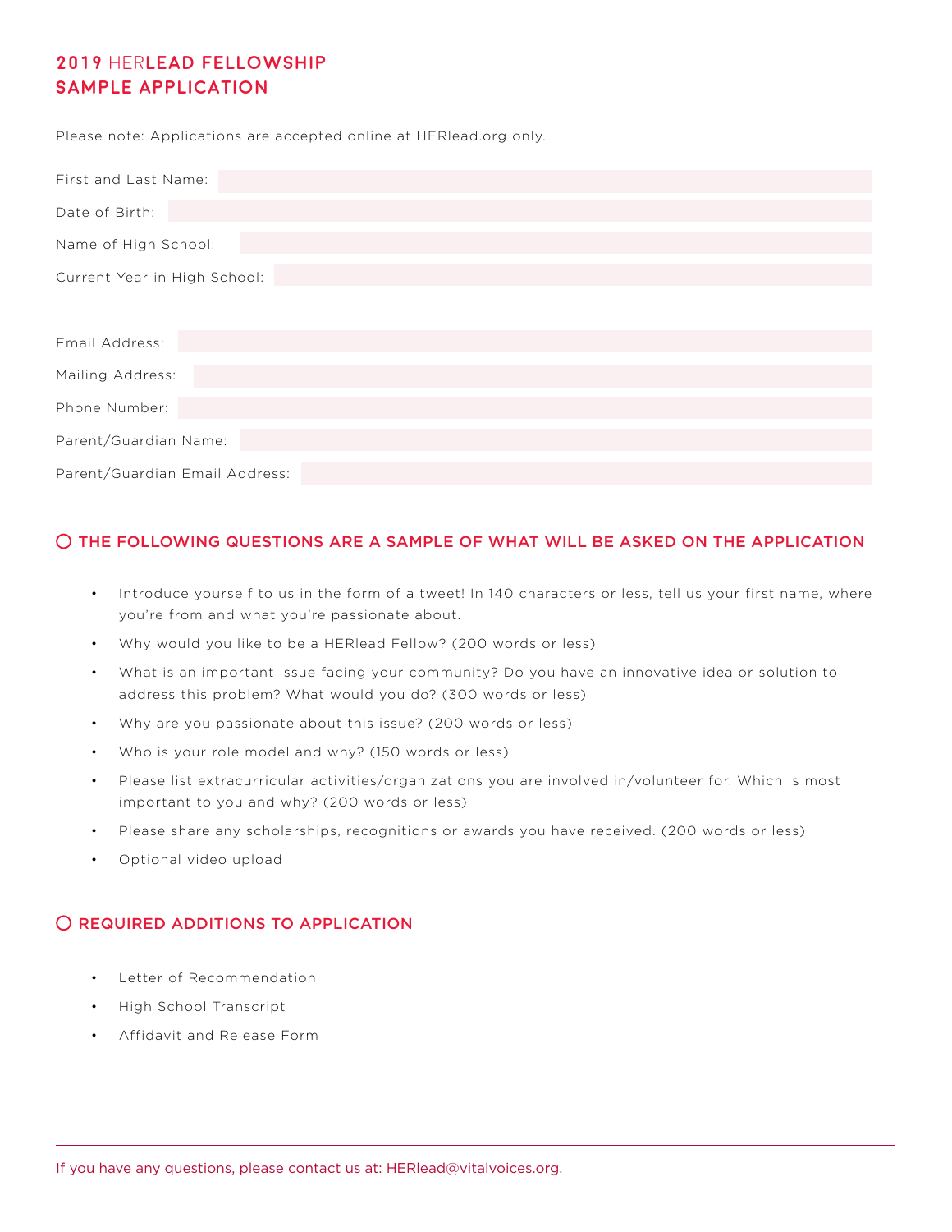# 2019 HERLEAD FELLOWSHIP SAMPLE APPLICATION

Please note: Applications are accepted online at HERlead.org only.

First and Last Name:

Date of Birth:

Name of High School:

Current Year in High School:

Email Address:

Mailing Address:

Phone Number:

Parent/Guardian Name:

Parent/Guardian Email Address:

## THE FOLLOWING QUESTIONS ARE A SAMPLE OF WHAT WILL BE ASKED ON THE APPLICATION

- Introduce yourself to us in the form of a tweet! In 140 characters or less, tell us your first name, where you're from and what you're passionate about.
- Why would you like to be a HERlead Fellow? (200 words or less)
- What is an important issue facing your community? Do you have an innovative idea or solution to address this problem? What would you do? (300 words or less)
- Why are you passionate about this issue? (200 words or less)
- Who is your role model and why? (150 words or less)
- Please list extracurricular activities/organizations you are involved in/volunteer for. Which is most important to you and why? (200 words or less)
- Please share any scholarships, recognitions or awards you have received. (200 words or less)
- Optional video upload

## REQUIRED ADDITIONS TO APPLICATION

- Letter of Recommendation
- High School Transcript
- Affidavit and Release Form

If you have any questions, please contact us at: HERlead@vitalvoices.org.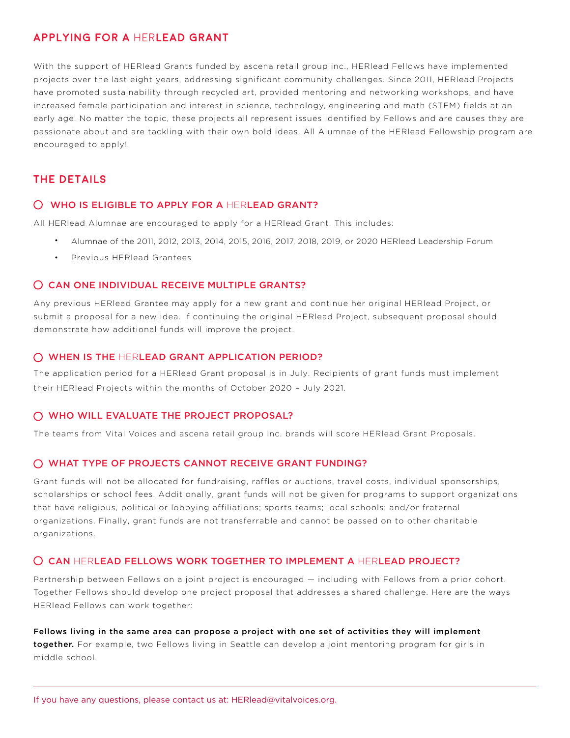## APPLYING FOR A HERLEAD GRANT

With the support of HERlead Grants funded by ascena retail group inc., HERlead Fellows have implemented projects over the last eight years, addressing significant community challenges. Since 2011, HERlead Projects have promoted sustainability through recycled art, provided mentoring and networking workshops, and have increased female participation and interest in science, technology, engineering and math (STEM) fields at an early age. No matter the topic, these projects all represent issues identified by Fellows and are causes they are passionate about and are tackling with their own bold ideas. All Alumnae of the HERlead Fellowship program are encouraged to apply!

## THE DETAILS

### WHO IS ELIGIBLE TO APPLY FOR A HERLEAD GRANT?

All HERlead Alumnae are encouraged to apply for a HERlead Grant. This includes:

- Alumnae of the 2011, 2012, 2013, 2014, 2015, 2016, 2017, 2018, 2019, or 2020 HERlead Leadership Forum
- Previous HERlead Grantees

### CAN ONE INDIVIDUAL RECEIVE MULTIPLE GRANTS?

Any previous HERlead Grantee may apply for a new grant and continue her original HERlead Project, or submit a proposal for a new idea. If continuing the original HERlead Project, subsequent proposal should demonstrate how additional funds will improve the project.

### WHEN IS THE HERLEAD GRANT APPLICATION PERIOD?

The application period for a HERlead Grant proposal is in July. Recipients of grant funds must implement their HERlead Projects within the months of October 2020 – July 2021.

### WHO WILL EVALUATE THE PROJECT PROPOSAL?

The teams from Vital Voices and ascena retail group inc. brands will score HERlead Grant Proposals.

### WHAT TYPE OF PROJECTS CANNOT RECEIVE GRANT FUNDING?

Grant funds will not be allocated for fundraising, raffles or auctions, travel costs, individual sponsorships, scholarships or school fees. Additionally, grant funds will not be given for programs to support organizations that have religious, political or lobbying affiliations; sports teams; local schools; and/or fraternal organizations. Finally, grant funds are not transferrable and cannot be passed on to other charitable organizations.

### CAN HERLEAD FELLOWS WORK TOGETHER TO IMPLEMENT A HERLEAD PROJECT?

Partnership between Fellows on a joint project is encouraged — including with Fellows from a prior cohort. Together Fellows should develop one project proposal that addresses a shared challenge. Here are the ways HERlead Fellows can work together:

**Fellows living in the same area can propose a project with one set of activities they will implement together.** For example, two Fellows living in Seattle can develop a joint mentoring program for girls in middle school.

If you have any questions, please contact us at: HERlead@vitalvoices.org.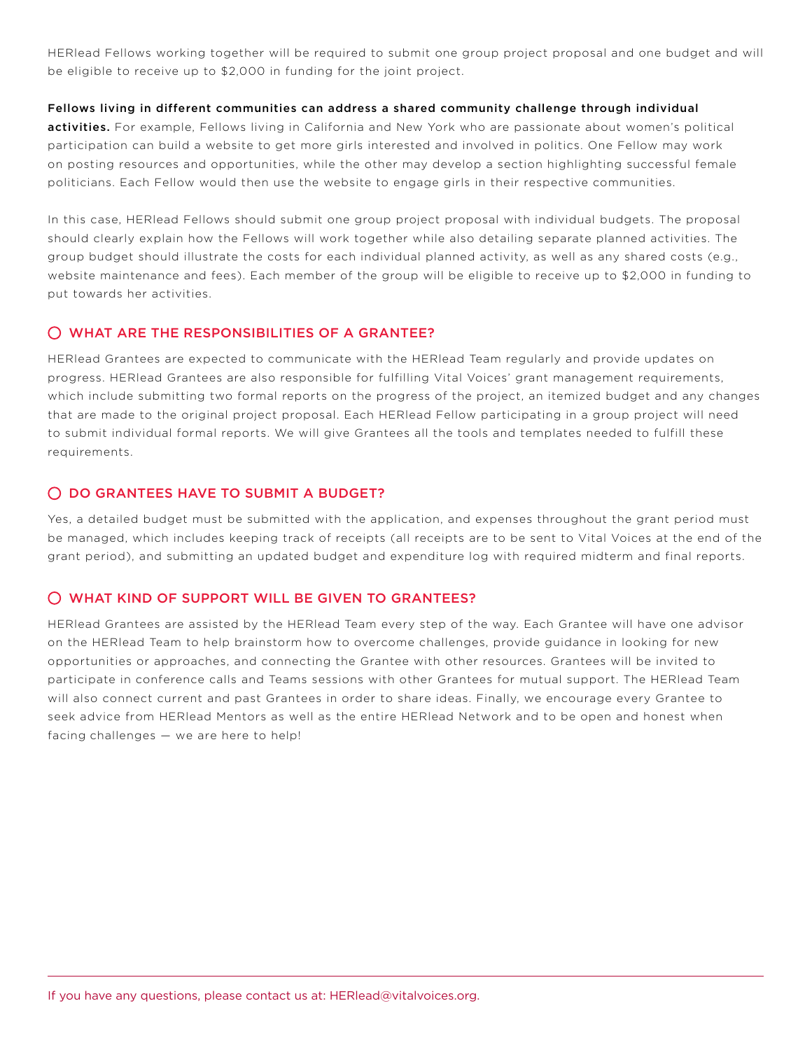HERlead Fellows working together will be required to submit one group project proposal and one budget and will be eligible to receive up to $2,000 in funding for the joint project.

**Fellows living in different communities can address a shared community challenge through individual activities.** For example, Fellows living in California and New York who are passionate about women's political participation can build a website to get more girls interested and involved in politics. One Fellow may work on posting resources and opportunities, while the other may develop a section highlighting successful female politicians. Each Fellow would then use the website to engage girls in their respective communities.

In this case, HERlead Fellows should submit one group project proposal with individual budgets. The proposal should clearly explain how the Fellows will work together while also detailing separate planned activities. The group budget should illustrate the costs for each individual planned activity, as well as any shared costs (e.g., website maintenance and fees). Each member of the group will be eligible to receive up to $2,000 in funding to put towards her activities.

## WHAT ARE THE RESPONSIBILITIES OF A GRANTEE?

HERlead Grantees are expected to communicate with the HERlead Team regularly and provide updates on progress. HERlead Grantees are also responsible for fulfilling Vital Voices' grant management requirements, which include submitting two formal reports on the progress of the project, an itemized budget and any changes that are made to the original project proposal. Each HERlead Fellow participating in a group project will need to submit individual formal reports. We will give Grantees all the tools and templates needed to fulfill these requirements.

## DO GRANTEES HAVE TO SUBMIT A BUDGET?

Yes, a detailed budget must be submitted with the application, and expenses throughout the grant period must be managed, which includes keeping track of receipts (all receipts are to be sent to Vital Voices at the end of the grant period), and submitting an updated budget and expenditure log with required midterm and final reports.

## WHAT KIND OF SUPPORT WILL BE GIVEN TO GRANTEES?

HERlead Grantees are assisted by the HERlead Team every step of the way. Each Grantee will have one advisor on the HERlead Team to help brainstorm how to overcome challenges, provide guidance in looking for new opportunities or approaches, and connecting the Grantee with other resources. Grantees will be invited to participate in conference calls and Teams sessions with other Grantees for mutual support. The HERlead Team will also connect current and past Grantees in order to share ideas. Finally, we encourage every Grantee to seek advice from HERlead Mentors as well as the entire HERlead Network and to be open and honest when facing challenges — we are here to help!

If you have any questions, please contact us at: HERlead@vitalvoices.org.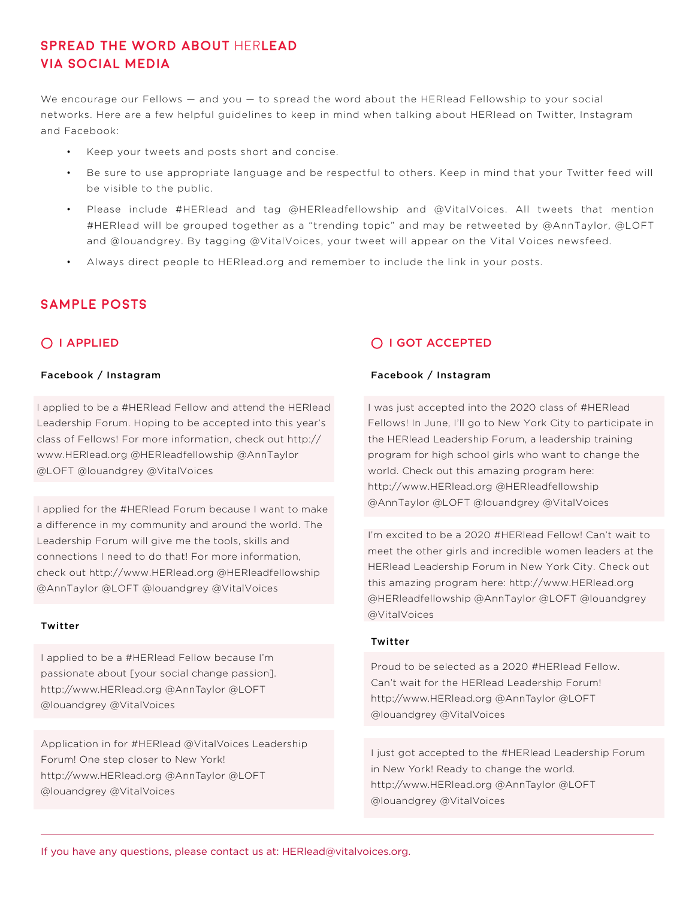## SPREAD THE WORD ABOUT HERLEAD VIA SOCIAL MEDIA

We encourage our Fellows — and you — to spread the word about the HERlead Fellowship to your social networks. Here are a few helpful guidelines to keep in mind when talking about HERlead on Twitter, Instagram and Facebook:

- Keep your tweets and posts short and concise.
- Be sure to use appropriate language and be respectful to others. Keep in mind that your Twitter feed will be visible to the public.
- Please include #HERlead and tag @HERleadfellowship and @VitalVoices. All tweets that mention #HERlead will be grouped together as a "trending topic" and may be retweeted by @AnnTaylor, @LOFT and @louandgrey. By tagging @VitalVoices, your tweet will appear on the Vital Voices newsfeed.
- Always direct people to HERlead.org and remember to include the link in your posts.

## SAMPLE POSTS

### I APPLIED

**Facebook / Instagram**

I applied to be a #HERlead Fellow and attend the HERlead Leadership Forum. Hoping to be accepted into this year's class of Fellows! For more information, check out http://www.HERlead.org @HERleadfellowship @AnnTaylor @LOFT @louandgrey @VitalVoices

I applied for the #HERlead Forum because I want to make a difference in my community and around the world. The Leadership Forum will give me the tools, skills and connections I need to do that! For more information, check out http://www.HERlead.org @HERleadfellowship @AnnTaylor @LOFT @louandgrey @VitalVoices

**Twitter**

I applied to be a #HERlead Fellow because I'm passionate about [your social change passion]. http://www.HERlead.org @AnnTaylor @LOFT @louandgrey @VitalVoices

Application in for #HERlead @VitalVoices Leadership Forum! One step closer to New York! http://www.HERlead.org @AnnTaylor @LOFT @louandgrey @VitalVoices

### I GOT ACCEPTED

**Facebook / Instagram**

I was just accepted into the 2020 class of #HERlead Fellows! In June, I'll go to New York City to participate in the HERlead Leadership Forum, a leadership training program for high school girls who want to change the world. Check out this amazing program here: http://www.HERlead.org @HERleadfellowship @AnnTaylor @LOFT @louandgrey @VitalVoices

I'm excited to be a 2020 #HERlead Fellow! Can't wait to meet the other girls and incredible women leaders at the HERlead Leadership Forum in New York City. Check out this amazing program here: http://www.HERlead.org @HERleadfellowship @AnnTaylor @LOFT @louandgrey @VitalVoices

**Twitter**

Proud to be selected as a 2020 #HERlead Fellow. Can't wait for the HERlead Leadership Forum! http://www.HERlead.org @AnnTaylor @LOFT @louandgrey @VitalVoices

I just got accepted to the #HERlead Leadership Forum in New York! Ready to change the world. http://www.HERlead.org @AnnTaylor @LOFT @louandgrey @VitalVoices

---

If you have any questions, please contact us at: HERlead@vitalvoices.org.